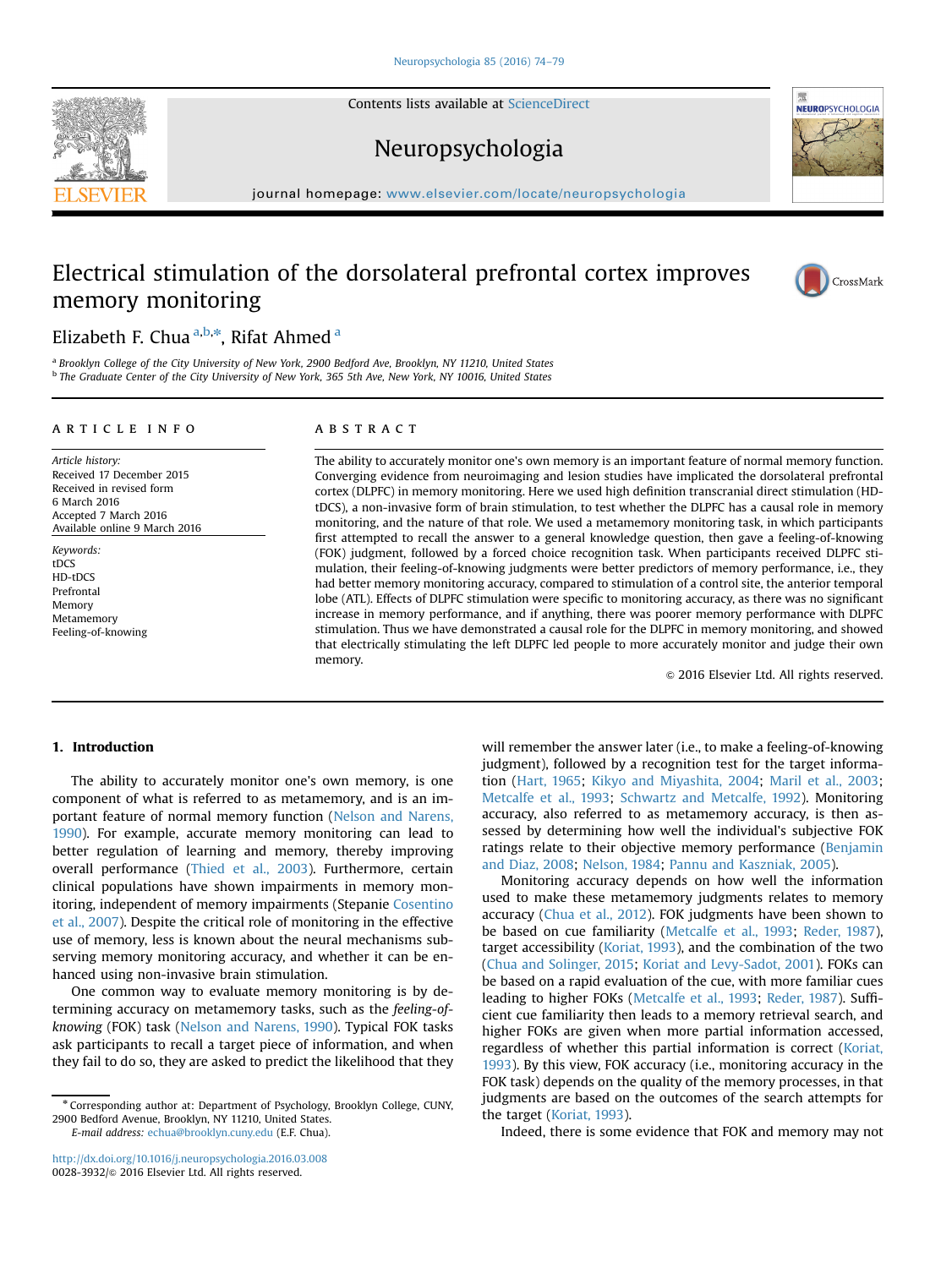# Electrical stimulation of the dorsolateral prefrontal cortex improves memory monitoring

Elizabeth F. Chua [a,b,*], Rifat Ahmed [a]

[a] Brooklyn College of the City University of New York, 2900 Bedford Ave, Brooklyn, NY 11210, United States

[b] The Graduate Center of the City University of New York, 365 5th Ave, New York, NY 10016, United States

## ARTICLE INFO

*Article history:*
Received 17 December 2015
Received in revised form
6 March 2016
Accepted 7 March 2016
Available online 9 March 2016

*Keywords:*
tDCS
HD-tDCS
Prefrontal
Memory
Metamemory
Feeling-of-knowing

## ABSTRACT

The ability to accurately monitor one's own memory is an important feature of normal memory function. Converging evidence from neuroimaging and lesion studies have implicated the dorsolateral prefrontal cortex (DLPFC) in memory monitoring. Here we used high definition transcranial direct stimulation (HD-tDCS), a non-invasive form of brain stimulation, to test whether the DLPFC has a causal role in memory monitoring, and the nature of that role. We used a metamemory monitoring task, in which participants first attempted to recall the answer to a general knowledge question, then gave a feeling-of-knowing (FOK) judgment, followed by a forced choice recognition task. When participants received DLPFC stimulation, their feeling-of-knowing judgments were better predictors of memory performance, i.e., they had better memory monitoring accuracy, compared to stimulation of a control site, the anterior temporal lobe (ATL). Effects of DLPFC stimulation were specific to monitoring accuracy, as there was no significant increase in memory performance, and if anything, there was poorer memory performance with DLPFC stimulation. Thus we have demonstrated a causal role for the DLPFC in memory monitoring, and showed that electrically stimulating the left DLPFC led people to more accurately monitor and judge their own memory.

© 2016 Elsevier Ltd. All rights reserved.

## 1. Introduction

The ability to accurately monitor one's own memory, is one component of what is referred to as metamemory, and is an important feature of normal memory function (Nelson and Narens, 1990). For example, accurate memory monitoring can lead to better regulation of learning and memory, thereby improving overall performance (Thied et al., 2003). Furthermore, certain clinical populations have shown impairments in memory monitoring, independent of memory impairments (Stepanie Cosentino et al., 2007). Despite the critical role of monitoring in the effective use of memory, less is known about the neural mechanisms subserving memory monitoring accuracy, and whether it can be enhanced using non-invasive brain stimulation.

One common way to evaluate memory monitoring is by determining accuracy on metamemory tasks, such as the *feeling-of-knowing* (FOK) task (Nelson and Narens, 1990). Typical FOK tasks ask participants to recall a target piece of information, and when they fail to do so, they are asked to predict the likelihood that they will remember the answer later (i.e., to make a feeling-of-knowing judgment), followed by a recognition test for the target information (Hart, 1965; Kikyo and Miyashita, 2004; Maril et al., 2003; Metcalfe et al., 1993; Schwartz and Metcalfe, 1992). Monitoring accuracy, also referred to as metamemory accuracy, is then assessed by determining how well the individual's subjective FOK ratings relate to their objective memory performance (Benjamin and Diaz, 2008; Nelson, 1984; Pannu and Kaszniak, 2005).

Monitoring accuracy depends on how well the information used to make these metamemory judgments relates to memory accuracy (Chua et al., 2012). FOK judgments have been shown to be based on cue familiarity (Metcalfe et al., 1993; Reder, 1987), target accessibility (Koriat, 1993), and the combination of the two (Chua and Solinger, 2015; Koriat and Levy-Sadot, 2001). FOKs can be based on a rapid evaluation of the cue, with more familiar cues leading to higher FOKs (Metcalfe et al., 1993; Reder, 1987). Sufficient cue familiarity then leads to a memory retrieval search, and higher FOKs are given when more partial information accessed, regardless of whether this partial information is correct (Koriat, 1993). By this view, FOK accuracy (i.e., monitoring accuracy in the FOK task) depends on the quality of the memory processes, in that judgments are based on the outcomes of the search attempts for the target (Koriat, 1993).

Indeed, there is some evidence that FOK and memory may not

* Corresponding author at: Department of Psychology, Brooklyn College, CUNY, 2900 Bedford Avenue, Brooklyn, NY 11210, United States.
*E-mail address:* echua@brooklyn.cuny.edu (E.F. Chua).

http://dx.doi.org/10.1016/j.neuropsychologia.2016.03.008
0028-3932/© 2016 Elsevier Ltd. All rights reserved.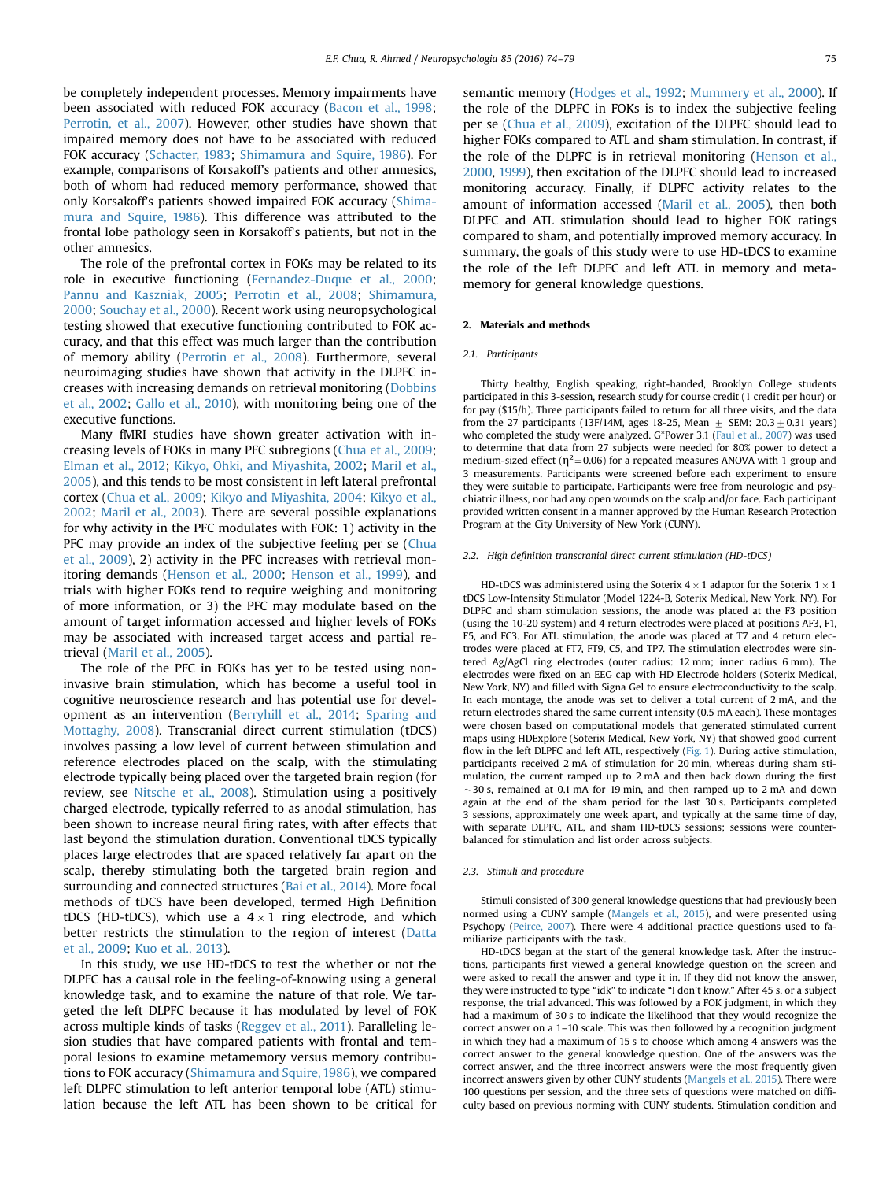be completely independent processes. Memory impairments have been associated with reduced FOK accuracy (Bacon et al., 1998; Perrotin, et al., 2007). However, other studies have shown that impaired memory does not have to be associated with reduced FOK accuracy (Schacter, 1983; Shimamura and Squire, 1986). For example, comparisons of Korsakoff's patients and other amnesics, both of whom had reduced memory performance, showed that only Korsakoff's patients showed impaired FOK accuracy (Shimamura and Squire, 1986). This difference was attributed to the frontal lobe pathology seen in Korsakoff's patients, but not in the other amnesics.

The role of the prefrontal cortex in FOKs may be related to its role in executive functioning (Fernandez-Duque et al., 2000; Pannu and Kaszniak, 2005; Perrotin et al., 2008; Shimamura, 2000; Souchay et al., 2000). Recent work using neuropsychological testing showed that executive functioning contributed to FOK accuracy, and that this effect was much larger than the contribution of memory ability (Perrotin et al., 2008). Furthermore, several neuroimaging studies have shown that activity in the DLPFC increases with increasing demands on retrieval monitoring (Dobbins et al., 2002; Gallo et al., 2010), with monitoring being one of the executive functions.

Many fMRI studies have shown greater activation with increasing levels of FOKs in many PFC subregions (Chua et al., 2009; Elman et al., 2012; Kikyo, Ohki, and Miyashita, 2002; Maril et al., 2005), and this tends to be most consistent in left lateral prefrontal cortex (Chua et al., 2009; Kikyo and Miyashita, 2004; Kikyo et al., 2002; Maril et al., 2003). There are several possible explanations for why activity in the PFC modulates with FOK: 1) activity in the PFC may provide an index of the subjective feeling per se (Chua et al., 2009), 2) activity in the PFC increases with retrieval monitoring demands (Henson et al., 2000; Henson et al., 1999), and trials with higher FOKs tend to require weighing and monitoring of more information, or 3) the PFC may modulate based on the amount of target information accessed and higher levels of FOKs may be associated with increased target access and partial retrieval (Maril et al., 2005).

The role of the PFC in FOKs has yet to be tested using non-invasive brain stimulation, which has become a useful tool in cognitive neuroscience research and has potential use for development as an intervention (Berryhill et al., 2014; Sparing and Mottaghy, 2008). Transcranial direct current stimulation (tDCS) involves passing a low level of current between stimulation and reference electrodes placed on the scalp, with the stimulating electrode typically being placed over the targeted brain region (for review, see Nitsche et al., 2008). Stimulation using a positively charged electrode, typically referred to as anodal stimulation, has been shown to increase neural firing rates, with after effects that last beyond the stimulation duration. Conventional tDCS typically places large electrodes that are spaced relatively far apart on the scalp, thereby stimulating both the targeted brain region and surrounding and connected structures (Bai et al., 2014). More focal methods of tDCS have been developed, termed High Definition tDCS (HD-tDCS), which use a 4 × 1 ring electrode, and which better restricts the stimulation to the region of interest (Datta et al., 2009; Kuo et al., 2013).

In this study, we use HD-tDCS to test the whether or not the DLPFC has a causal role in the feeling-of-knowing using a general knowledge task, and to examine the nature of that role. We targeted the left DLPFC because it has modulated by level of FOK across multiple kinds of tasks (Reggev et al., 2011). Paralleling lesion studies that have compared patients with frontal and temporal lesions to examine metamemory versus memory contributions to FOK accuracy (Shimamura and Squire, 1986), we compared left DLPFC stimulation to left anterior temporal lobe (ATL) stimulation because the left ATL has been shown to be critical for semantic memory (Hodges et al., 1992; Mummery et al., 2000). If the role of the DLPFC in FOKs is to index the subjective feeling per se (Chua et al., 2009), excitation of the DLPFC should lead to higher FOKs compared to ATL and sham stimulation. In contrast, if the role of the DLPFC is in retrieval monitoring (Henson et al., 2000, 1999), then excitation of the DLPFC should lead to increased monitoring accuracy. Finally, if DLPFC activity relates to the amount of information accessed (Maril et al., 2005), then both DLPFC and ATL stimulation should lead to higher FOK ratings compared to sham, and potentially improved memory accuracy. In summary, the goals of this study were to use HD-tDCS to examine the role of the left DLPFC and left ATL in memory and metamemory for general knowledge questions.

## 2. Materials and methods

### 2.1. Participants

Thirty healthy, English speaking, right-handed, Brooklyn College students participated in this 3-session, research study for course credit (1 credit per hour) or for pay ($15/h). Three participants failed to return for all three visits, and the data from the 27 participants (13F/14M, ages 18-25, Mean ± SEM: 20.3 ± 0.31 years) who completed the study were analyzed. G*Power 3.1 (Faul et al., 2007) was used to determine that data from 27 subjects were needed for 80% power to detect a medium-sized effect ($\eta^2 = 0.06$) for a repeated measures ANOVA with 1 group and 3 measurements. Participants were screened before each experiment to ensure they were suitable to participate. Participants were free from neurologic and psychiatric illness, nor had any open wounds on the scalp and/or face. Each participant provided written consent in a manner approved by the Human Research Protection Program at the City University of New York (CUNY).

### 2.2. High definition transcranial direct current stimulation (HD-tDCS)

HD-tDCS was administered using the Soterix 4 × 1 adaptor for the Soterix 1 × 1 tDCS Low-Intensity Stimulator (Model 1224-B, Soterix Medical, New York, NY). For DLPFC and sham stimulation sessions, the anode was placed at the F3 position (using the 10-20 system) and 4 return electrodes were placed at positions AF3, F1, F5, and FC3. For ATL stimulation, the anode was placed at T7 and 4 return electrodes were placed at FT7, FT9, C5, and TP7. The stimulation electrodes were sintered Ag/AgCl ring electrodes (outer radius: 12 mm; inner radius 6 mm). The electrodes were fixed on an EEG cap with HD Electrode holders (Soterix Medical, New York, NY) and filled with Signa Gel to ensure electroconductivity to the scalp. In each montage, the anode was set to deliver a total current of 2 mA, and the return electrodes shared the same current intensity (0.5 mA each). These montages were chosen based on computational models that generated stimulated current maps using HDExplore (Soterix Medical, New York, NY) that showed good current flow in the left DLPFC and left ATL, respectively (Fig. 1). During active stimulation, participants received 2 mA of stimulation for 20 min, whereas during sham stimulation, the current ramped up to 2 mA and then back down during the first ~30 s, remained at 0.1 mA for 19 min, and then ramped up to 2 mA and down again at the end of the sham period for the last 30 s. Participants completed 3 sessions, approximately one week apart, and typically at the same time of day, with separate DLPFC, ATL, and sham HD-tDCS sessions; sessions were counterbalanced for stimulation and list order across subjects.

### 2.3. Stimuli and procedure

Stimuli consisted of 300 general knowledge questions that had previously been normed using a CUNY sample (Mangels et al., 2015), and were presented using Psychopy (Peirce, 2007). There were 4 additional practice questions used to familiarize participants with the task.

HD-tDCS began at the start of the general knowledge task. After the instructions, participants first viewed a general knowledge question on the screen and were asked to recall the answer and type it in. If they did not know the answer, they were instructed to type "idk" to indicate "I don't know." After 45 s, or a subject response, the trial advanced. This was followed by a FOK judgment, in which they had a maximum of 30 s to indicate the likelihood that they would recognize the correct answer on a 1–10 scale. This was then followed by a recognition judgment in which they had a maximum of 15 s to choose which among 4 answers was the correct answer to the general knowledge question. One of the answers was the correct answer, and the three incorrect answers were the most frequently given incorrect answers given by other CUNY students (Mangels et al., 2015). There were 100 questions per session, and the three sets of questions were matched on difficulty based on previous norming with CUNY students. Stimulation condition and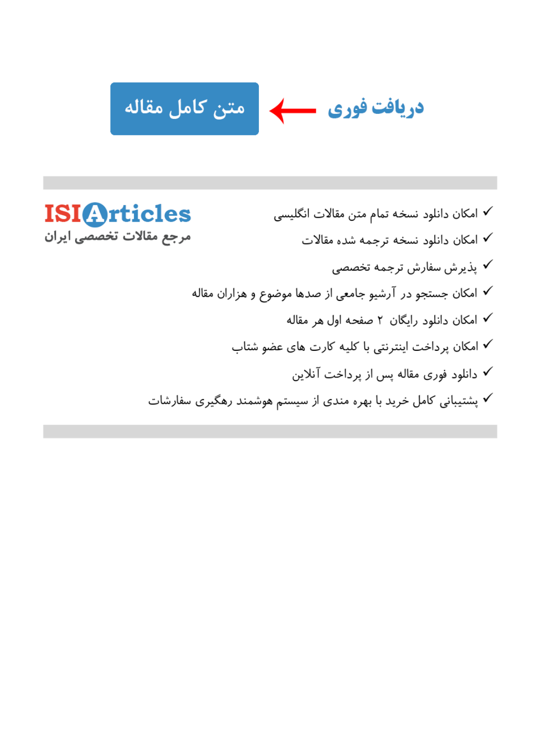دریافت فوری ← متن کامل مقاله

**ISIArticles**
مرجع مقالات تخصصی ایران

- ✓ امکان دانلود نسخه تمام متن مقالات انگلیسی
- ✓ امکان دانلود نسخه ترجمه شده مقالات
- ✓ پذیرش سفارش ترجمه تخصصی
- ✓ امکان جستجو در آرشیو جامعی از صدها موضوع و هزاران مقاله
- ✓ امکان دانلود رایگان ۲ صفحه اول هر مقاله
- ✓ امکان پرداخت اینترنتی با کلیه کارت های عضو شتاب
- ✓ دانلود فوری مقاله پس از پرداخت آنلاین
- ✓ پشتیبانی کامل خرید با بهره مندی از سیستم هوشمند رهگیری سفارشات